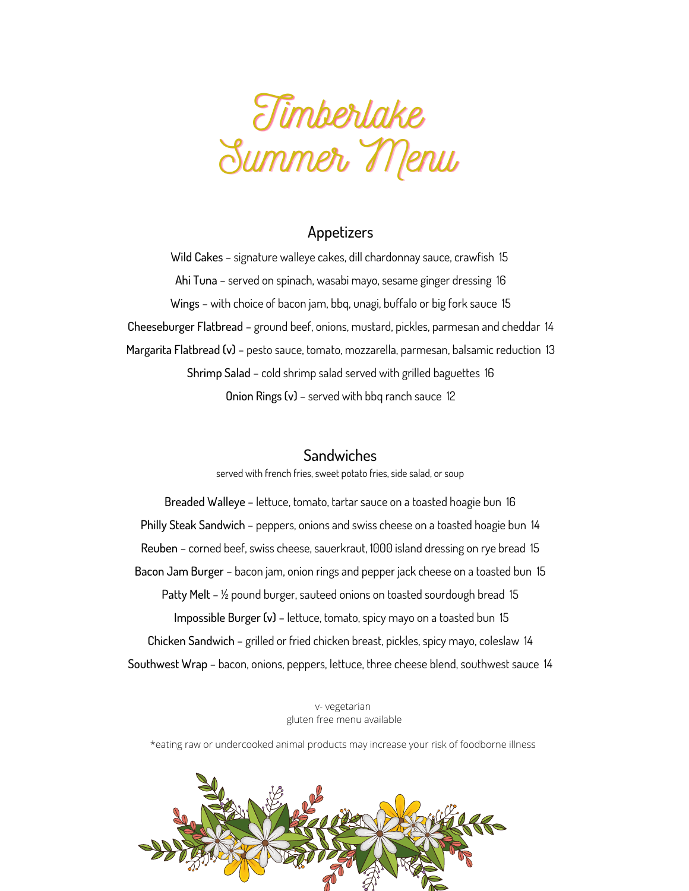# Timberlake Summer Menu

## Appetizers

Wild Cakes – signature walleye cakes, dill chardonnay sauce, crawfish 15

Ahi Tuna – served on spinach, wasabi mayo, sesame ginger dressing 16

Wings – with choice of bacon jam, bbq, unagi, buffalo or big fork sauce 15

Cheeseburger Flatbread – ground beef, onions, mustard, pickles, parmesan and cheddar 14

Margarita Flatbread (v) – pesto sauce, tomato, mozzarella, parmesan, balsamic reduction 13

Shrimp Salad – cold shrimp salad served with grilled baguettes 16

Onion Rings (v) – served with bbq ranch sauce 12

## Sandwiches

served with french fries, sweet potato fries, side salad, or soup

Breaded Walleye – lettuce, tomato, tartar sauce on a toasted hoagie bun 16

Philly Steak Sandwich – peppers, onions and swiss cheese on a toasted hoagie bun 14

Reuben – corned beef, swiss cheese, sauerkraut, 1000 island dressing on rye bread 15

Bacon Jam Burger – bacon jam, onion rings and pepper jack cheese on a toasted bun 15

Patty Melt – ½ pound burger, sauteed onions on toasted sourdough bread 15

Impossible Burger (v) – lettuce, tomato, spicy mayo on a toasted bun 15

Chicken Sandwich – grilled or fried chicken breast, pickles, spicy mayo, coleslaw 14

Southwest Wrap – bacon, onions, peppers, lettuce, three cheese blend, southwest sauce 14

v- vegetarian
gluten free menu available

*eating raw or undercooked animal products may increase your risk of foodborne illness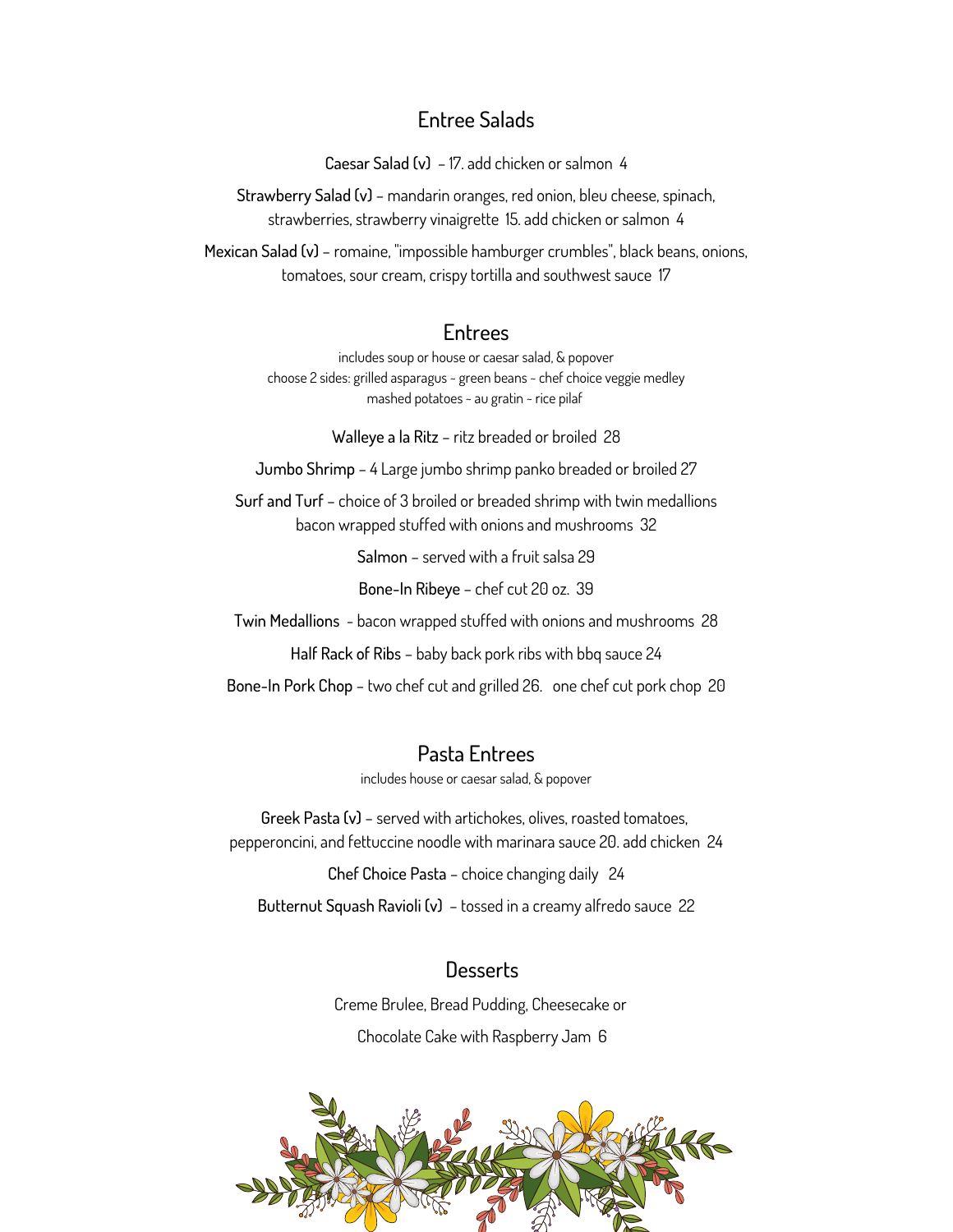## Entree Salads

**Caesar Salad (v)** – 17. add chicken or salmon 4

**Strawberry Salad (v)** – mandarin oranges, red onion, bleu cheese, spinach, strawberries, strawberry vinaigrette 15. add chicken or salmon 4

**Mexican Salad (v)** – romaine, "impossible hamburger crumbles", black beans, onions, tomatoes, sour cream, crispy tortilla and southwest sauce 17

## Entrees

includes soup or house or caesar salad, & popover
choose 2 sides: grilled asparagus - green beans - chef choice veggie medley
mashed potatoes - au gratin - rice pilaf

**Walleye a la Ritz** – ritz breaded or broiled 28

**Jumbo Shrimp** – 4 Large jumbo shrimp panko breaded or broiled 27

**Surf and Turf** – choice of 3 broiled or breaded shrimp with twin medallions bacon wrapped stuffed with onions and mushrooms 32

**Salmon** – served with a fruit salsa 29

**Bone-In Ribeye** – chef cut 20 oz. 39

**Twin Medallions** - bacon wrapped stuffed with onions and mushrooms 28

**Half Rack of Ribs** – baby back pork ribs with bbq sauce 24

**Bone-In Pork Chop** – two chef cut and grilled 26. one chef cut pork chop 20

## Pasta Entrees

includes house or caesar salad, & popover

**Greek Pasta (v)** – served with artichokes, olives, roasted tomatoes, pepperoncini, and fettuccine noodle with marinara sauce 20. add chicken 24

**Chef Choice Pasta** – choice changing daily 24

**Butternut Squash Ravioli (v)** – tossed in a creamy alfredo sauce 22

## Desserts

Creme Brulee, Bread Pudding, Cheesecake or

Chocolate Cake with Raspberry Jam 6